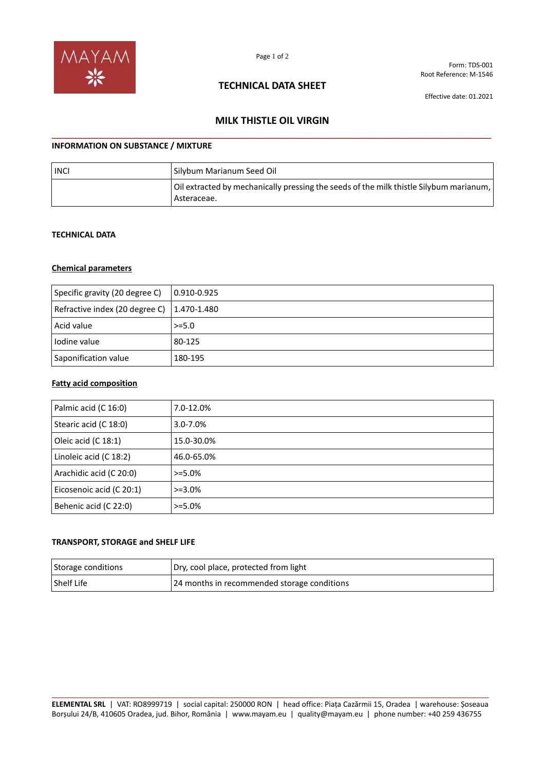Form: TDS-001
Root Reference: M-1546

# TECHNICAL DATA SHEET

Effective date: 01.2021

## MILK THISTLE OIL VIRGIN

### INFORMATION ON SUBSTANCE / MIXTURE

| INCI | Silybum Marianum Seed Oil |
|---|---|
| | Oil extracted by mechanically pressing the seeds of the milk thistle Silybum marianum, Asteraceae. |

### TECHNICAL DATA

**Chemical parameters**

| Specific gravity (20 degree C) | 0.910-0.925 |
|---|---|
| Refractive index (20 degree C) | 1.470-1.480 |
| Acid value | >=5.0 |
| Iodine value | 80-125 |
| Saponification value | 180-195 |

**Fatty acid composition**

| Palmic acid (C 16:0) | 7.0-12.0% |
|---|---|
| Stearic acid (C 18:0) | 3.0-7.0% |
| Oleic acid (C 18:1) | 15.0-30.0% |
| Linoleic acid (C 18:2) | 46.0-65.0% |
| Arachidic acid (C 20:0) | >=5.0% |
| Eicosenoic acid (C 20:1) | >=3.0% |
| Behenic acid (C 22:0) | >=5.0% |

### TRANSPORT, STORAGE and SHELF LIFE

| Storage conditions | Dry, cool place, protected from light |
|---|---|
| Shelf Life | 24 months in recommended storage conditions |

**ELEMENTAL SRL** | VAT: RO8999719 | social capital: 250000 RON | head office: Piața Cazărmii 15, Oradea | warehouse: Șoseaua Borșului 24/B, 410605 Oradea, jud. Bihor, România | www.mayam.eu | quality@mayam.eu | phone number: +40 259 436755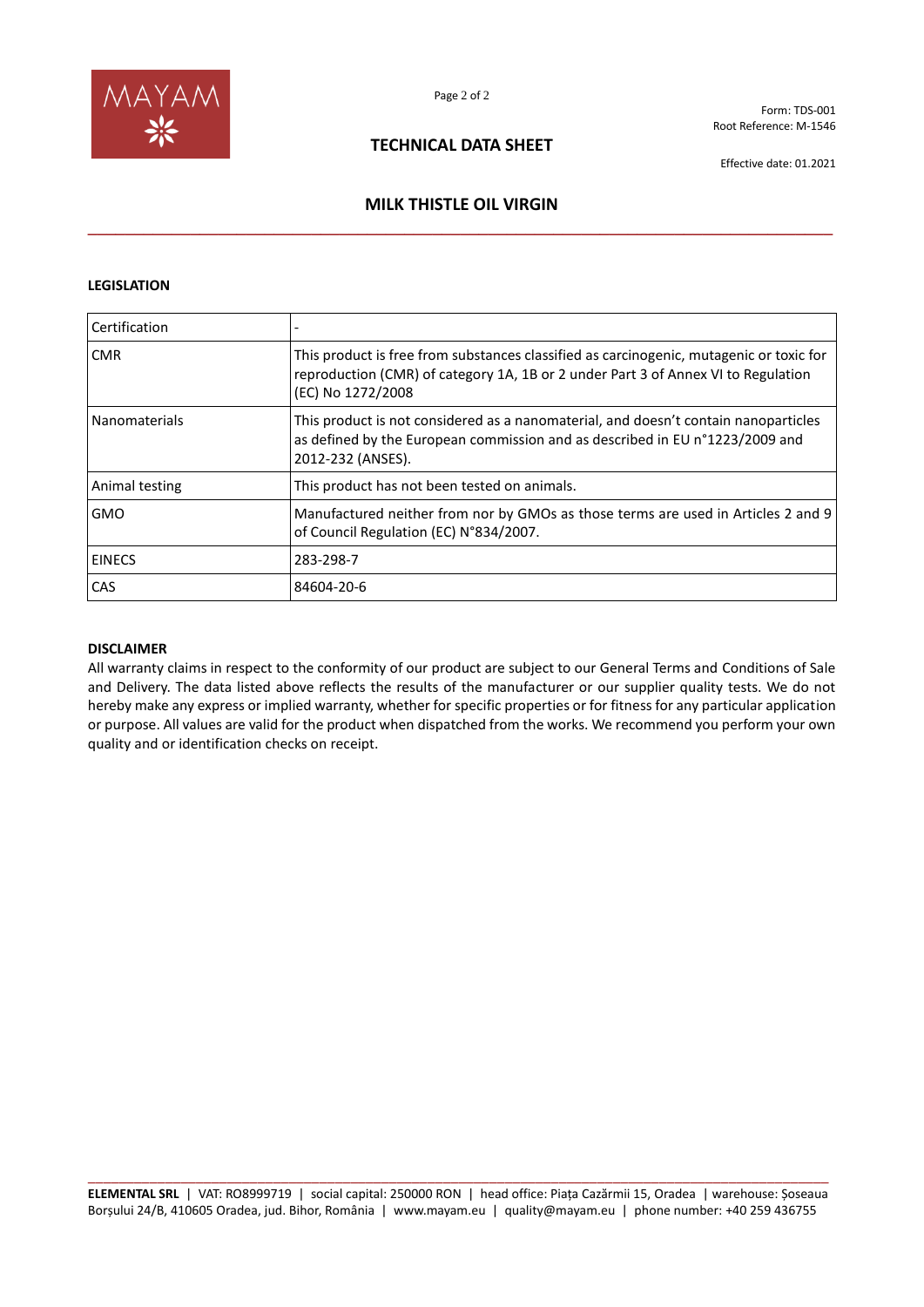**TECHNICAL DATA SHEET**

Form: TDS-001
Root Reference: M-1546

Effective date: 01.2021

## MILK THISTLE OIL VIRGIN

### LEGISLATION

| | |
|---|---|
| Certification | - |
| CMR | This product is free from substances classified as carcinogenic, mutagenic or toxic for reproduction (CMR) of category 1A, 1B or 2 under Part 3 of Annex VI to Regulation (EC) No 1272/2008 |
| Nanomaterials | This product is not considered as a nanomaterial, and doesn't contain nanoparticles as defined by the European commission and as described in EU n°1223/2009 and 2012-232 (ANSES). |
| Animal testing | This product has not been tested on animals. |
| GMO | Manufactured neither from nor by GMOs as those terms are used in Articles 2 and 9 of Council Regulation (EC) N°834/2007. |
| EINECS | 283-298-7 |
| CAS | 84604-20-6 |

### DISCLAIMER

All warranty claims in respect to the conformity of our product are subject to our General Terms and Conditions of Sale and Delivery. The data listed above reflects the results of the manufacturer or our supplier quality tests. We do not hereby make any express or implied warranty, whether for specific properties or for fitness for any particular application or purpose. All values are valid for the product when dispatched from the works. We recommend you perform your own quality and or identification checks on receipt.

**ELEMENTAL SRL** | VAT: RO8999719 | social capital: 250000 RON | head office: Piața Cazărmii 15, Oradea | warehouse: Șoseaua Borșului 24/B, 410605 Oradea, jud. Bihor, România | www.mayam.eu | quality@mayam.eu | phone number: +40 259 436755